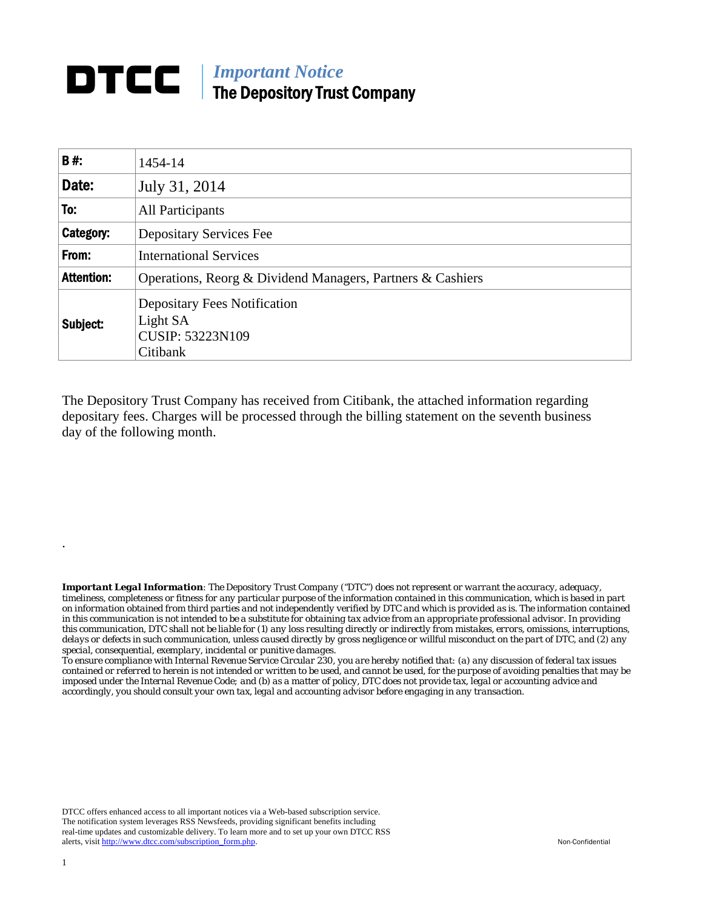# DTCC

***Important Notice***
**The Depository Trust Company**

| **B #:** | 1454-14 |
|---|---|
| **Date:** | July 31, 2014 |
| **To:** | All Participants |
| **Category:** | Depositary Services Fee |
| **From:** | International Services |
| **Attention:** | Operations, Reorg & Dividend Managers, Partners & Cashiers |
| **Subject:** | Depositary Fees Notification<br>Light SA<br>CUSIP: 53223N109<br>Citibank |

The Depository Trust Company has received from Citibank, the attached information regarding depositary fees. Charges will be processed through the billing statement on the seventh business day of the following month.

.

***Important Legal Information**: The Depository Trust Company ("DTC") does not represent or warrant the accuracy, adequacy, timeliness, completeness or fitness for any particular purpose of the information contained in this communication, which is based in part on information obtained from third parties and not independently verified by DTC and which is provided as is. The information contained in this communication is not intended to be a substitute for obtaining tax advice from an appropriate professional advisor. In providing this communication, DTC shall not be liable for (1) any loss resulting directly or indirectly from mistakes, errors, omissions, interruptions, delays or defects in such communication, unless caused directly by gross negligence or willful misconduct on the part of DTC, and (2) any special, consequential, exemplary, incidental or punitive damages.*
*To ensure compliance with Internal Revenue Service Circular 230, you are hereby notified that: (a) any discussion of federal tax issues contained or referred to herein is not intended or written to be used, and cannot be used, for the purpose of avoiding penalties that may be imposed under the Internal Revenue Code; and (b) as a matter of policy, DTC does not provide tax, legal or accounting advice and accordingly, you should consult your own tax, legal and accounting advisor before engaging in any transaction.*

DTCC offers enhanced access to all important notices via a Web-based subscription service. The notification system leverages RSS Newsfeeds, providing significant benefits including real-time updates and customizable delivery. To learn more and to set up your own DTCC RSS alerts, visit http://www.dtcc.com/subscription_form.php.

Non-Confidential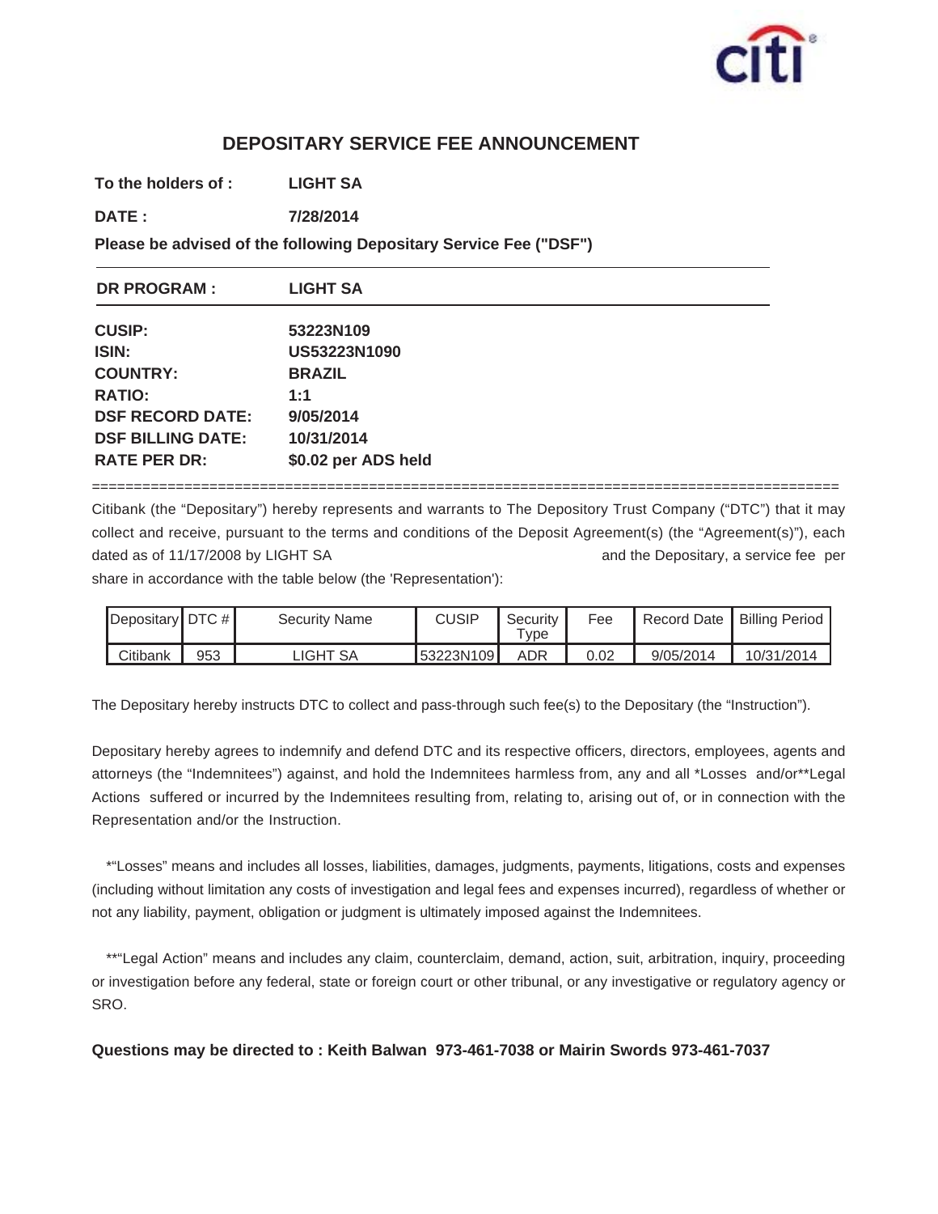# DEPOSITARY SERVICE FEE ANNOUNCEMENT

**To the holders of :** **LIGHT SA**

**DATE :** **7/28/2014**

**Please be advised of the following Depositary Service Fee ("DSF")**

---

**DR PROGRAM :** **LIGHT SA**

---

**CUSIP:** **53223N109**
**ISIN:** **US53223N1090**
**COUNTRY:** **BRAZIL**
**RATIO:** **1:1**
**DSF RECORD DATE:** **9/05/2014**
**DSF BILLING DATE:** **10/31/2014**
**RATE PER DR:** **$0.02 per ADS held**

==========================================================================================

Citibank (the "Depositary") hereby represents and warrants to The Depository Trust Company ("DTC") that it may collect and receive, pursuant to the terms and conditions of the Deposit Agreement(s) (the "Agreement(s)"), each dated as of 11/17/2008 by LIGHT SA and the Depositary, a service fee per share in accordance with the table below (the 'Representation'):

| Depositary | DTC # | Security Name | CUSIP | Security Type | Fee | Record Date | Billing Period |
|---|---|---|---|---|---|---|---|
| Citibank | 953 | LIGHT SA | 53223N109 | ADR | 0.02 | 9/05/2014 | 10/31/2014 |

The Depositary hereby instructs DTC to collect and pass-through such fee(s) to the Depositary (the "Instruction").

Depositary hereby agrees to indemnify and defend DTC and its respective officers, directors, employees, agents and attorneys (the "Indemnitees") against, and hold the Indemnitees harmless from, any and all *Losses and/or**Legal Actions suffered or incurred by the Indemnitees resulting from, relating to, arising out of, or in connection with the Representation and/or the Instruction.

*"Losses" means and includes all losses, liabilities, damages, judgments, payments, litigations, costs and expenses (including without limitation any costs of investigation and legal fees and expenses incurred), regardless of whether or not any liability, payment, obligation or judgment is ultimately imposed against the Indemnitees.

**"Legal Action" means and includes any claim, counterclaim, demand, action, suit, arbitration, inquiry, proceeding or investigation before any federal, state or foreign court or other tribunal, or any investigative or regulatory agency or SRO.

**Questions may be directed to : Keith Balwan 973-461-7038 or Mairin Swords 973-461-7037**